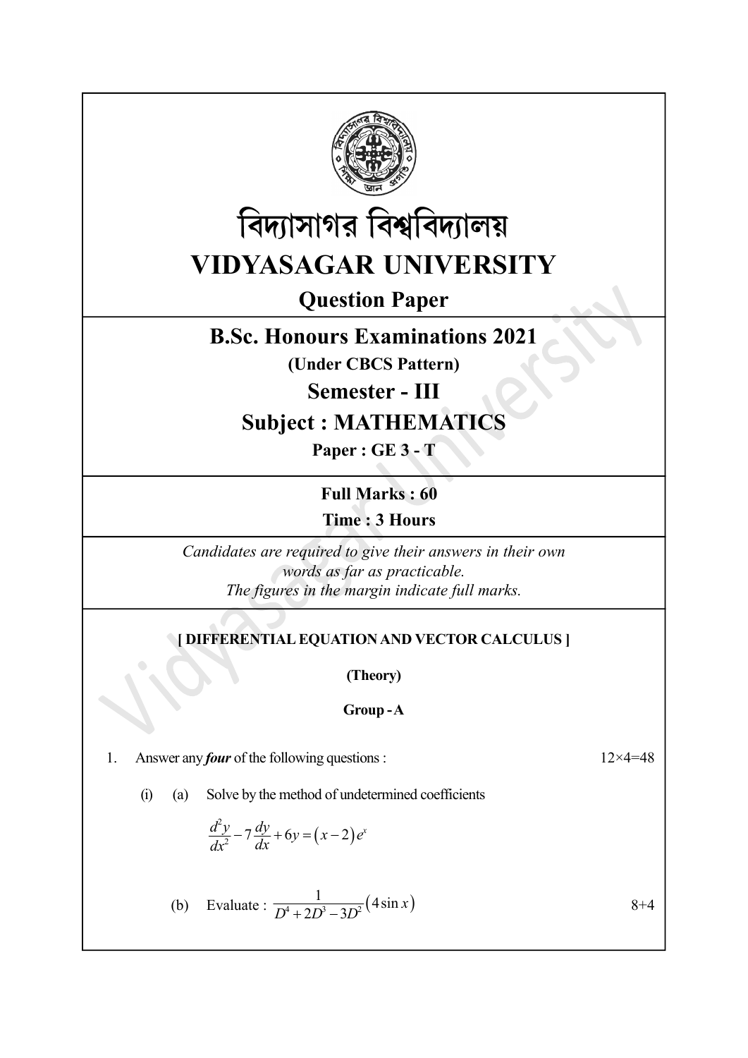# বিদ্যাসাগর বিশ্ববিদ্যালয়

# VIDYASAGAR UNIVERSITY

## Question Paper

## B.Sc. Honours Examinations 2021

**(Under CBCS Pattern)**

## Semester - III

## Subject : MATHEMATICS

**Paper : GE 3 - T**

**Full Marks : 60**

**Time : 3 Hours**

*Candidates are required to give their answers in their own words as far as practicable.*
*The figures in the margin indicate full marks.*

**[ DIFFERENTIAL EQUATION AND VECTOR CALCULUS ]**

**(Theory)**

**Group - A**

1. Answer any ***four*** of the following questions : 12×4=48

   (i) (a) Solve by the method of undetermined coefficients

   $$\frac{d^2y}{dx^2} - 7\frac{dy}{dx} + 6y = (x-2)e^x$$

   (b) Evaluate : $\dfrac{1}{D^4 + 2D^3 - 3D^2}(4\sin x)$ 8+4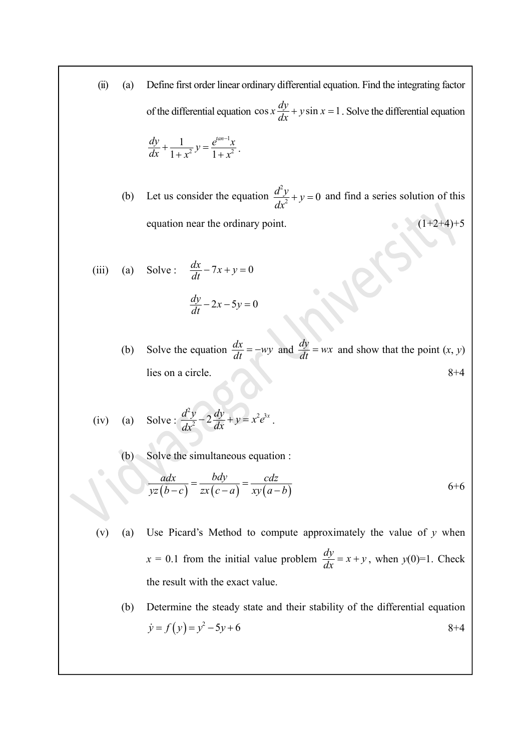(ii) (a) Define first order linear ordinary differential equation. Find the integrating factor of the differential equation $\cos x \frac{dy}{dx} + y \sin x = 1$. Solve the differential equation $\frac{dy}{dx} + \frac{1}{1+x^2} y = \frac{e^{tan^{-1}x}}{1+x^2}$.

(b) Let us consider the equation $\frac{d^2y}{dx^2} + y = 0$ and find a series solution of this equation near the ordinary point. (1+2+4)+5

(iii) (a) Solve : $\frac{dx}{dt} - 7x + y = 0$

$$\frac{dy}{dt} - 2x - 5y = 0$$

(b) Solve the equation $\frac{dx}{dt} = -wy$ and $\frac{dy}{dt} = wx$ and show that the point $(x, y)$ lies on a circle. 8+4

(iv) (a) Solve : $\frac{d^2y}{dx^2} - 2\frac{dy}{dx} + y = x^2 e^{3x}$.

(b) Solve the simultaneous equation :

$$\frac{adx}{yz(b-c)} = \frac{bdy}{zx(c-a)} = \frac{cdz}{xy(a-b)}$$ 6+6

(v) (a) Use Picard's Method to compute approximately the value of $y$ when $x = 0.1$ from the initial value problem $\frac{dy}{dx} = x + y$, when $y(0)=1$. Check the result with the exact value.

(b) Determine the steady state and their stability of the differential equation $\dot{y} = f(y) = y^2 - 5y + 6$ 8+4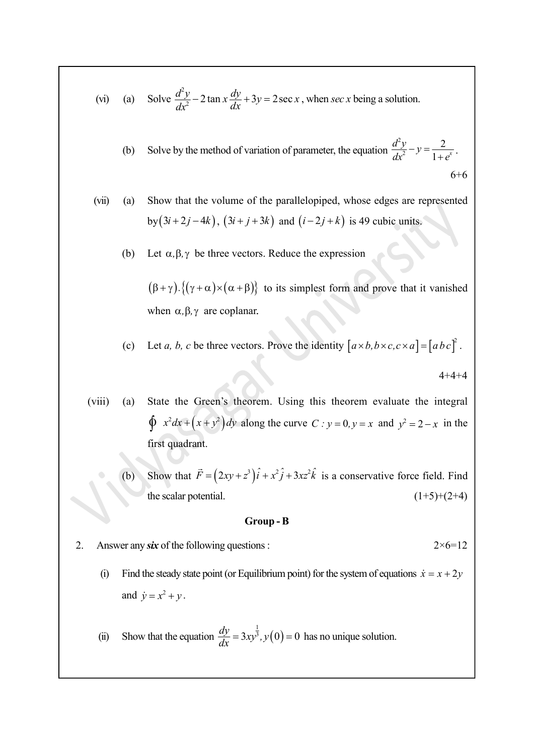(vi) (a) Solve $\frac{d^2y}{dx^2} - 2\tan x \frac{dy}{dx} + 3y = 2\sec x$, when *sec x* being a solution.

(b) Solve by the method of variation of parameter, the equation $\frac{d^2y}{dx^2} - y = \frac{2}{1+e^x}$.

6+6

(vii) (a) Show that the volume of the parallelopiped, whose edges are represented by $(3i + 2j - 4k)$, $(3i + j + 3k)$ and $(i - 2j + k)$ is 49 cubic units.

(b) Let $\alpha, \beta, \gamma$ be three vectors. Reduce the expression

$(\beta + \gamma).\{(\gamma + \alpha) \times (\alpha + \beta)\}$ to its simplest form and prove that it vanished when $\alpha, \beta, \gamma$ are coplanar.

(c) Let *a, b, c* be three vectors. Prove the identity $[a \times b, b \times c, c \times a] = [a\, b\, c]^2$.

4+4+4

(viii) (a) State the Green's theorem. Using this theorem evaluate the integral $\oint x^2 dx + (x + y^2) dy$ along the curve $C : y = 0, y = x$ and $y^2 = 2 - x$ in the first quadrant.

(b) Show that $\vec{F} = (2xy + z^3)\hat{i} + x^2\hat{j} + 3xz^2\hat{k}$ is a conservative force field. Find the scalar potential. (1+5)+(2+4)

## Group - B

2. Answer any ***six*** of the following questions : 2×6=12

(i) Find the steady state point (or Equilibrium point) for the system of equations $\dot{x} = x + 2y$ and $\dot{y} = x^2 + y$.

(ii) Show that the equation $\frac{dy}{dx} = 3xy^{\frac{1}{3}}, y(0) = 0$ has no unique solution.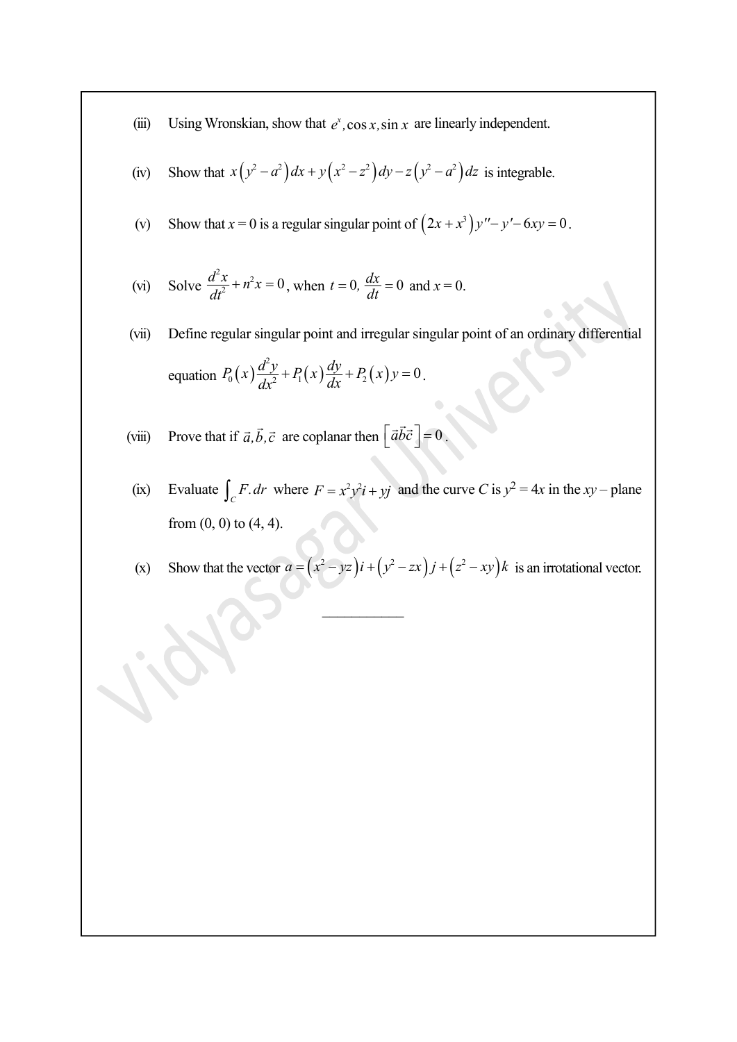(iii) Using Wronskian, show that $e^x, \cos x, \sin x$ are linearly independent.

(iv) Show that $x\left(y^2-a^2\right)dx + y\left(x^2-z^2\right)dy - z\left(y^2-a^2\right)dz$ is integrable.

(v) Show that $x = 0$ is a regular singular point of $\left(2x+x^3\right)y'' - y' - 6xy = 0$.

(vi) Solve $\dfrac{d^2x}{dt^2} + n^2x = 0$, when $t = 0, \dfrac{dx}{dt} = 0$ and $x = 0$.

(vii) Define regular singular point and irregular singular point of an ordinary differential equation $P_0(x)\dfrac{d^2y}{dx^2} + P_1(x)\dfrac{dy}{dx} + P_2(x)y = 0$.

(viii) Prove that if $\vec{a}, \vec{b}, \vec{c}$ are coplanar then $\left[\vec{a}\vec{b}\vec{c}\right] = 0$.

(ix) Evaluate $\int_C F.dr$ where $F = x^2y^2i + yj$ and the curve $C$ is $y^2 = 4x$ in the $xy$ – plane from (0, 0) to (4, 4).

(x) Show that the vector $a = \left(x^2 - yz\right)i + \left(y^2 - zx\right)j + \left(z^2 - xy\right)k$ is an irrotational vector.

___________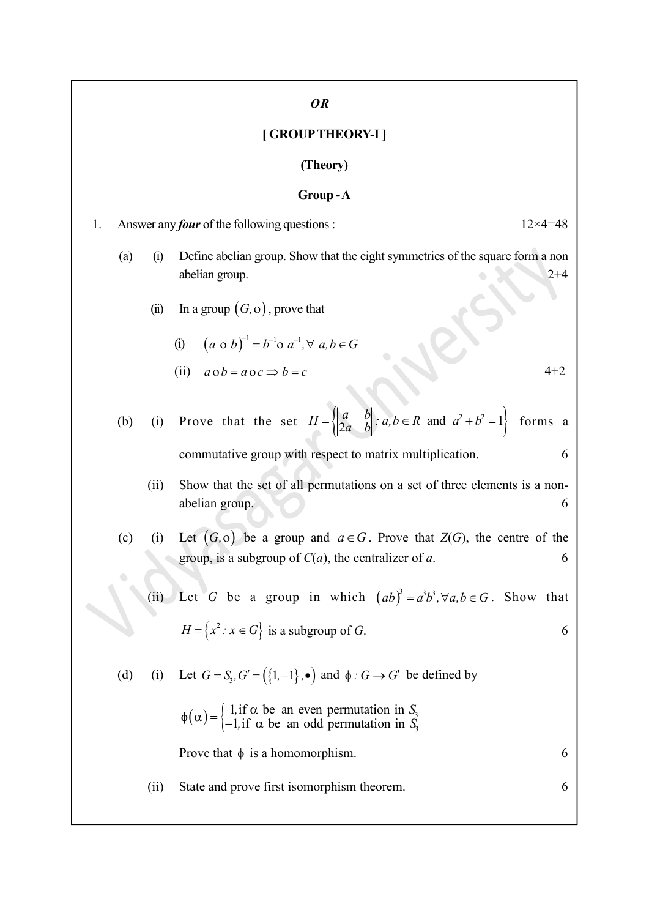***OR***

**[ GROUP THEORY-I ]**

**(Theory)**

**Group - A**

1. Answer any ***four*** of the following questions : 12×4=48

(a) (i) Define abelian group. Show that the eight symmetries of the square form a non abelian group. 2+4

(ii) In a group $(G, \text{o})$, prove that

(i) $(a \text{ o } b)^{-1} = b^{-1} \text{o } a^{-1}, \forall\ a, b \in G$

(ii) $a \text{ o } b = a \text{ o } c \Rightarrow b = c$ 4+2

(b) (i) Prove that the set $H = \left\{ \begin{vmatrix} a & b \\ 2a & b \end{vmatrix} : a, b \in R \text{ and } a^2 + b^2 = 1 \right\}$ forms a commutative group with respect to matrix multiplication. 6

(ii) Show that the set of all permutations on a set of three elements is a non-abelian group. 6

(c) (i) Let $(G, \text{o})$ be a group and $a \in G$. Prove that $Z(G)$, the centre of the group, is a subgroup of $C(a)$, the centralizer of $a$. 6

(ii) Let $G$ be a group in which $(ab)^3 = a^3 b^3, \forall a, b \in G$. Show that $H = \{x^2 : x \in G\}$ is a subgroup of $G$. 6

(d) (i) Let $G = S_3, G' = (\{1, -1\}, \bullet)$ and $\phi : G \to G'$ be defined by

$$\phi(\alpha) = \begin{cases} 1, \text{if } \alpha \text{ be an even permutation in } S_3 \\ -1, \text{if } \alpha \text{ be an odd permutation in } S_3 \end{cases}$$

Prove that $\phi$ is a homomorphism. 6

(ii) State and prove first isomorphism theorem. 6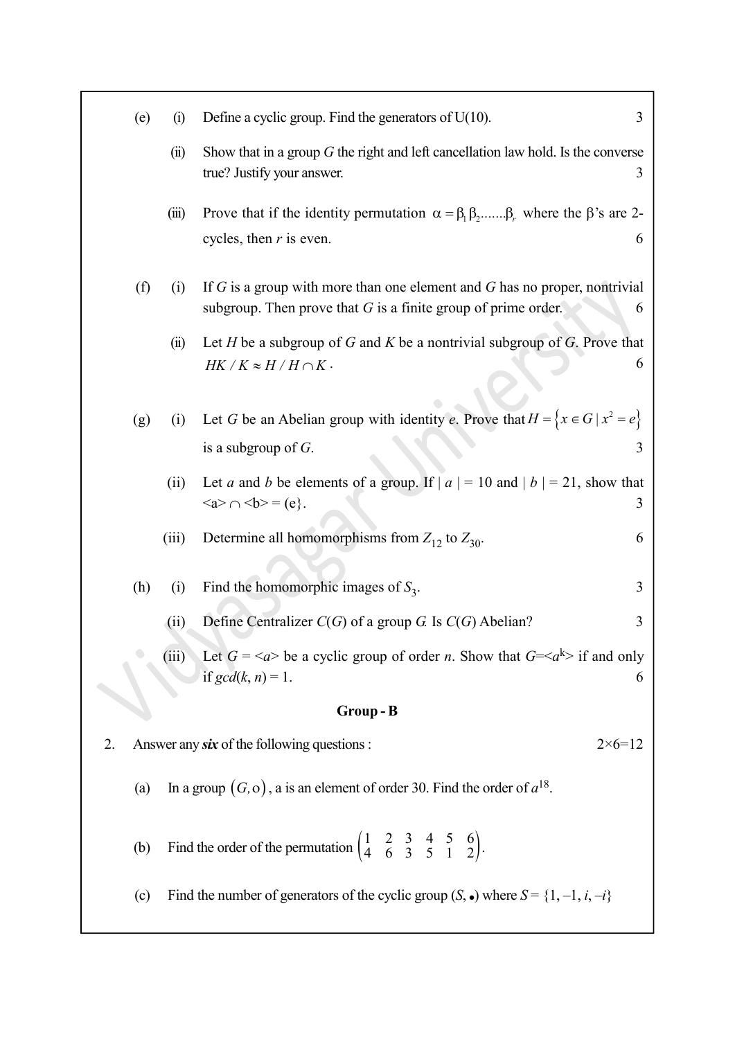(e) (i) Define a cyclic group. Find the generators of U(10). 3

(ii) Show that in a group $G$ the right and left cancellation law hold. Is the converse true? Justify your answer. 3

(iii) Prove that if the identity permutation $\alpha = \beta_1 \beta_2 .......\beta_r$ where the $\beta$'s are 2-cycles, then $r$ is even. 6

(f) (i) If $G$ is a group with more than one element and $G$ has no proper, nontrivial subgroup. Then prove that $G$ is a finite group of prime order. 6

(ii) Let $H$ be a subgroup of $G$ and $K$ be a nontrivial subgroup of $G$. Prove that $HK / K \approx H / H \cap K$. 6

(g) (i) Let $G$ be an Abelian group with identity $e$. Prove that $H = \{x \in G \mid x^2 = e\}$ is a subgroup of $G$. 3

(ii) Let $a$ and $b$ be elements of a group. If $|a| = 10$ and $|b| = 21$, show that $\langle a \rangle \cap \langle b \rangle = (e\}$. 3

(iii) Determine all homomorphisms from $Z_{12}$ to $Z_{30}$. 6

(h) (i) Find the homomorphic images of $S_3$. 3

(ii) Define Centralizer $C(G)$ of a group $G$. Is $C(G)$ Abelian? 3

(iii) Let $G = \langle a \rangle$ be a cyclic group of order $n$. Show that $G = \langle a^k \rangle$ if and only if $gcd(k, n) = 1$. 6

## Group - B

2. Answer any ***six*** of the following questions : 2×6=12

(a) In a group $(G, \text{o})$, a is an element of order 30. Find the order of $a^{18}$.

(b) Find the order of the permutation $\begin{pmatrix} 1 & 2 & 3 & 4 & 5 & 6 \\ 4 & 6 & 3 & 5 & 1 & 2 \end{pmatrix}$.

(c) Find the number of generators of the cyclic group $(S, \bullet)$ where $S = \{1, -1, i, -i\}$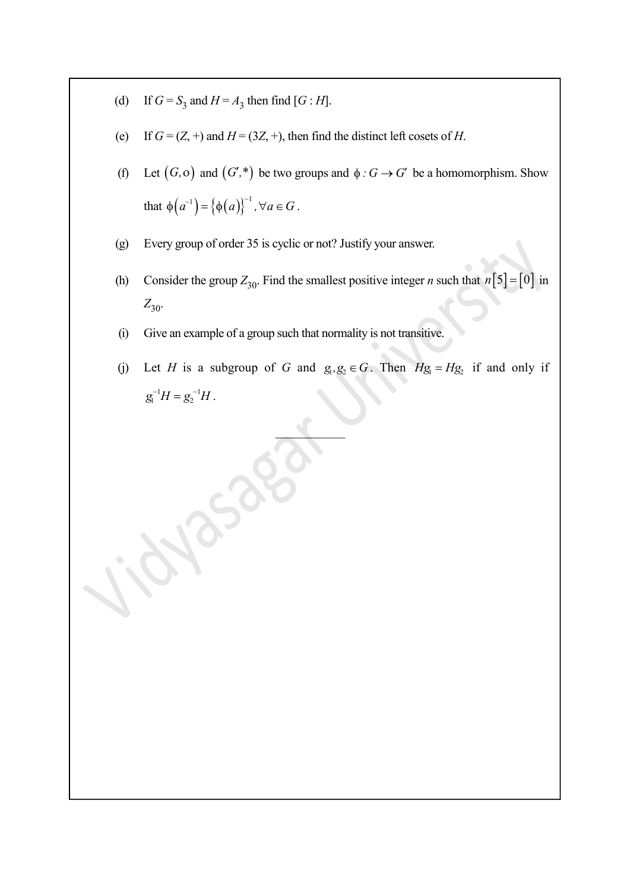(d) If $G = S_3$ and $H = A_3$ then find $[G : H]$.

(e) If $G = (Z, +)$ and $H = (3Z, +)$, then find the distinct left cosets of $H$.

(f) Let $(G, \circ)$ and $(G', *)$ be two groups and $\phi : G \to G'$ be a homomorphism. Show that $\phi\left(a^{-1}\right) = \left\{\phi(a)\right\}^{-1}, \forall a \in G$.

(g) Every group of order 35 is cyclic or not? Justify your answer.

(h) Consider the group $Z_{30}$. Find the smallest positive integer $n$ such that $n[5] = [0]$ in $Z_{30}$.

(i) Give an example of a group such that normality is not transitive.

(j) Let $H$ is a subgroup of $G$ and $g_1, g_2 \in G$. Then $Hg_1 = Hg_2$ if and only if $g_1^{-1}H = g_2^{-1}H$.

———————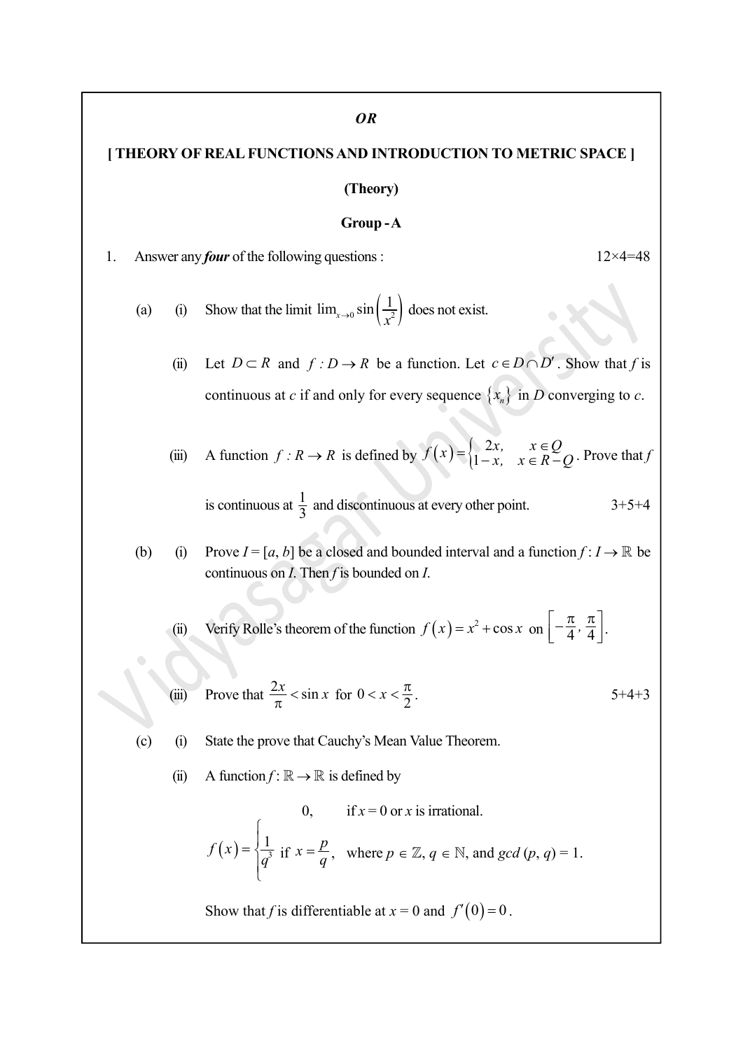*OR*

**[ THEORY OF REAL FUNCTIONS AND INTRODUCTION TO METRIC SPACE ]**

**(Theory)**

**Group - A**

1. Answer any ***four*** of the following questions : 12×4=48

(a) (i) Show that the limit $\lim_{x\to 0} \sin\left(\frac{1}{x^2}\right)$ does not exist.

(ii) Let $D \subset R$ and $f : D \to R$ be a function. Let $c \in D \cap D'$. Show that $f$ is continuous at $c$ if and only for every sequence $\{x_n\}$ in $D$ converging to $c$.

(iii) A function $f : R \to R$ is defined by $f(x) = \begin{cases} 2x, & x \in Q \\ 1-x, & x \in R-Q \end{cases}$. Prove that $f$ is continuous at $\frac{1}{3}$ and discontinuous at every other point. 3+5+4

(b) (i) Prove $I = [a, b]$ be a closed and bounded interval and a function $f : I \to \mathbb{R}$ be continuous on $I$. Then $f$ is bounded on $I$.

(ii) Verify Rolle's theorem of the function $f(x) = x^2 + \cos x$ on $\left[-\frac{\pi}{4}, \frac{\pi}{4}\right]$.

(iii) Prove that $\frac{2x}{\pi} < \sin x$ for $0 < x < \frac{\pi}{2}$. 5+4+3

(c) (i) State the prove that Cauchy's Mean Value Theorem.

(ii) A function $f : \mathbb{R} \to \mathbb{R}$ is defined by

$$f(x) = \begin{cases} 0, & \text{if } x = 0 \text{ or } x \text{ is irrational.} \\ \frac{1}{q^3} & \text{if } x = \frac{p}{q}, \text{ where } p \in \mathbb{Z}, q \in \mathbb{N}, \text{ and } gcd\,(p, q) = 1. \end{cases}$$

Show that $f$ is differentiable at $x = 0$ and $f'(0) = 0$.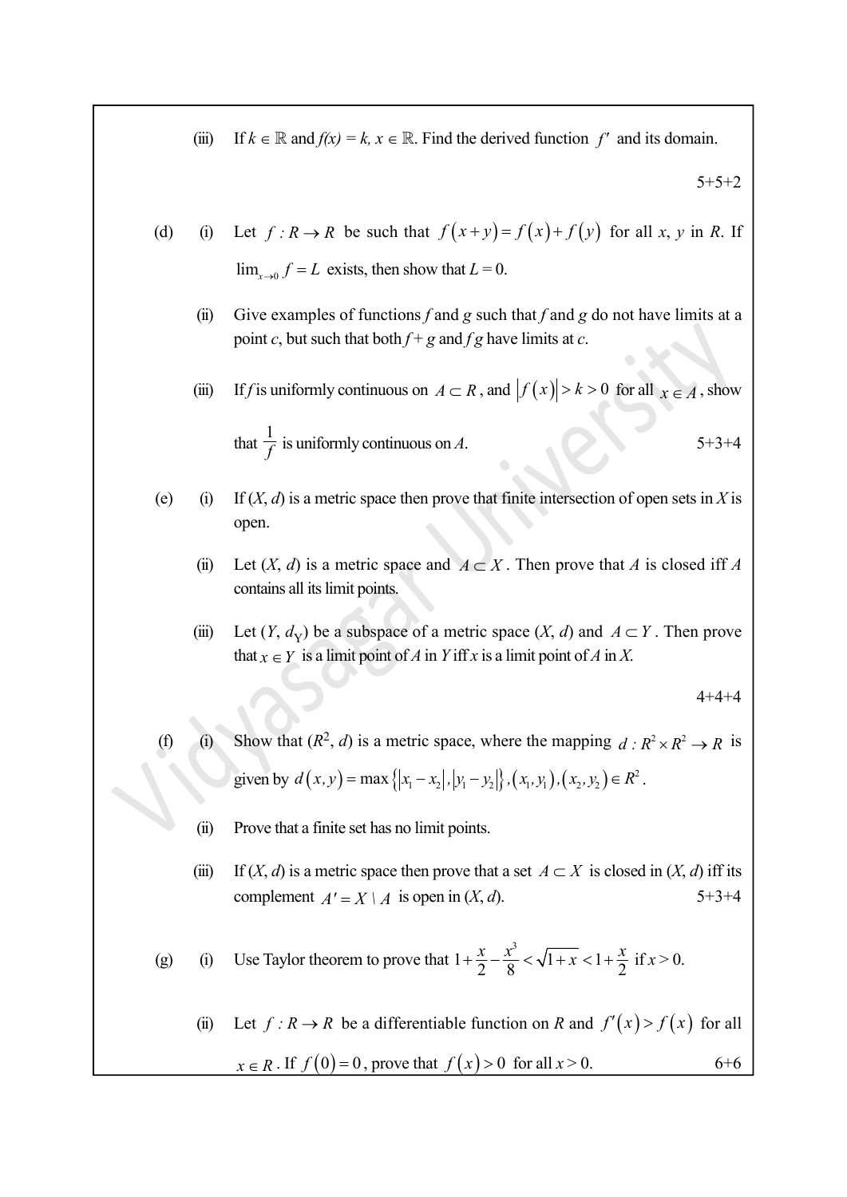(iii) If $k \in \mathbb{R}$ and $f(x) = k$, $x \in \mathbb{R}$. Find the derived function $f'$ and its domain.

5+5+2

(d) (i) Let $f : R \to R$ be such that $f(x+y) = f(x) + f(y)$ for all $x$, $y$ in $R$. If $\lim_{x \to 0} f = L$ exists, then show that $L = 0$.

(ii) Give examples of functions $f$ and $g$ such that $f$ and $g$ do not have limits at a point $c$, but such that both $f + g$ and $fg$ have limits at $c$.

(iii) If $f$ is uniformly continuous on $A \subset R$, and $|f(x)| > k > 0$ for all $x \in A$, show that $\dfrac{1}{f}$ is uniformly continuous on $A$. 5+3+4

(e) (i) If $(X, d)$ is a metric space then prove that finite intersection of open sets in $X$ is open.

(ii) Let $(X, d)$ is a metric space and $A \subset X$. Then prove that $A$ is closed iff $A$ contains all its limit points.

(iii) Let $(Y, d_Y)$ be a subspace of a metric space $(X, d)$ and $A \subset Y$. Then prove that $x \in Y$ is a limit point of $A$ in $Y$ iff $x$ is a limit point of $A$ in $X$.

4+4+4

(f) (i) Show that $(R^2, d)$ is a metric space, where the mapping $d : R^2 \times R^2 \to R$ is given by $d(x, y) = \max\{|x_1 - x_2|, |y_1 - y_2|\}, (x_1, y_1), (x_2, y_2) \in R^2$.

(ii) Prove that a finite set has no limit points.

(iii) If $(X, d)$ is a metric space then prove that a set $A \subset X$ is closed in $(X, d)$ iff its complement $A' = X \setminus A$ is open in $(X, d)$. 5+3+4

(g) (i) Use Taylor theorem to prove that $1 + \dfrac{x}{2} - \dfrac{x^3}{8} < \sqrt{1+x} < 1 + \dfrac{x}{2}$ if $x > 0$.

(ii) Let $f : R \to R$ be a differentiable function on $R$ and $f'(x) > f(x)$ for all $x \in R$. If $f(0) = 0$, prove that $f(x) > 0$ for all $x > 0$. 6+6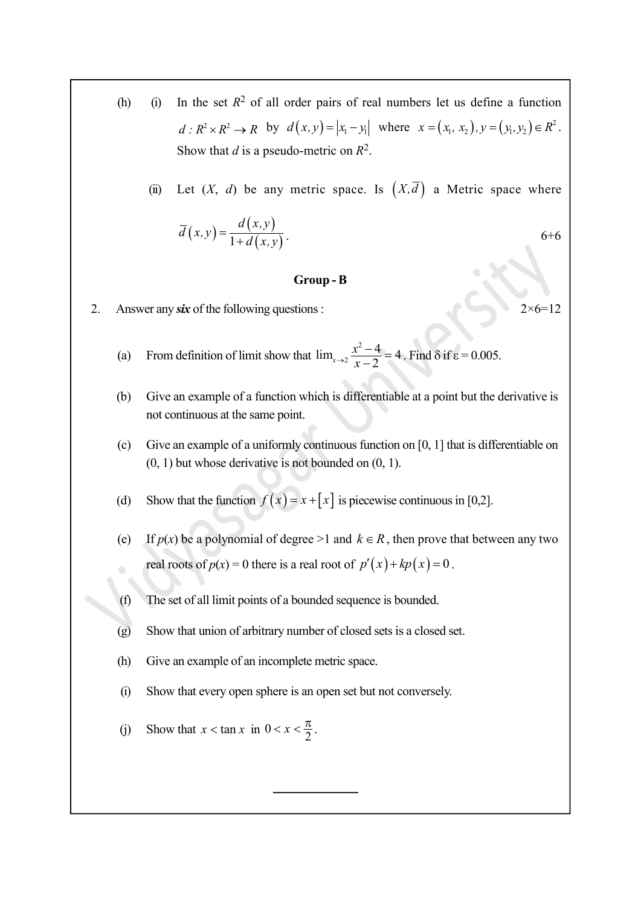(h) (i) In the set $R^2$ of all order pairs of real numbers let us define a function $d : R^2 \times R^2 \to R$ by $d(x, y) = |x_1 - y_1|$ where $x = (x_1, x_2), y = (y_1, y_2) \in R^2$. Show that $d$ is a pseudo-metric on $R^2$.

(ii) Let $(X, d)$ be any metric space. Is $(X, \bar{d})$ a Metric space where

$$\bar{d}(x, y) = \frac{d(x, y)}{1 + d(x, y)}.$$

6+6

**Group - B**

2. Answer any ***six*** of the following questions : 2×6=12

(a) From definition of limit show that $\lim_{x \to 2} \frac{x^2 - 4}{x - 2} = 4$. Find δ if ε = 0.005.

(b) Give an example of a function which is differentiable at a point but the derivative is not continuous at the same point.

(c) Give an example of a uniformly continuous function on [0, 1] that is differentiable on (0, 1) but whose derivative is not bounded on (0, 1).

(d) Show that the function $f(x) = x + [x]$ is piecewise continuous in [0,2].

(e) If $p(x)$ be a polynomial of degree >1 and $k \in R$, then prove that between any two real roots of $p(x) = 0$ there is a real root of $p'(x) + kp(x) = 0$.

(f) The set of all limit points of a bounded sequence is bounded.

(g) Show that union of arbitrary number of closed sets is a closed set.

(h) Give an example of an incomplete metric space.

(i) Show that every open sphere is an open set but not conversely.

(j) Show that $x < \tan x$ in $0 < x < \frac{\pi}{2}$.